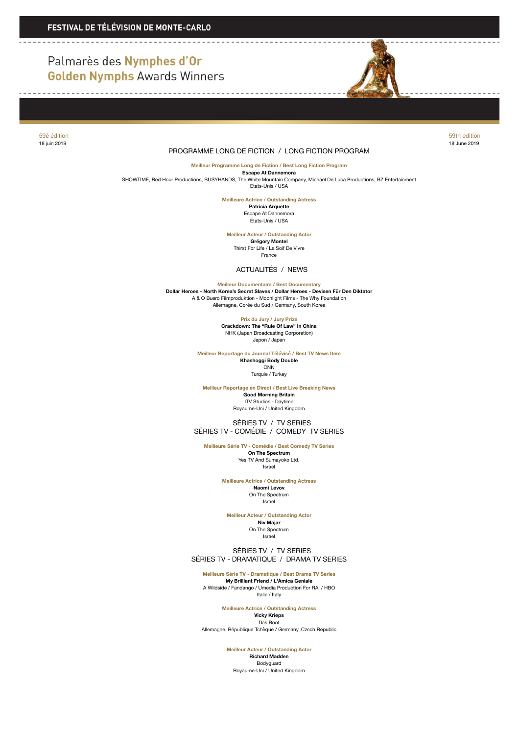# FESTIVAL DE TÉLÉVISION DE MONTE-CARLO

## Palmarès des Nymphes d'Or
## Golden Nymphs Awards Winners

59è édition
18 juin 2019

59th edition
18 June 2019

## PROGRAMME LONG DE FICTION / LONG FICTION PROGRAM

**Meilleur Programme Long de Fiction / Best Long Fiction Program**
**Escape At Dannemora**
SHOWTIME, Red Hour Productions, BUSYHANDS, The White Mountain Company, Michael De Luca Productions, BZ Entertainment
Etats-Unis / USA

**Meilleure Actrice / Outstanding Actress**
**Patricia Arquette**
Escape At Dannemora
Etats-Unis / USA

**Meilleur Acteur / Outstanding Actor**
**Grégory Montel**
Thirst For Life / La Soif De Vivre
France

## ACTUALITÉS / NEWS

**Meilleur Documentaire / Best Documentary**
**Dollar Heroes - North Korea's Secret Slaves / Dollar Heroes - Devisen Für Den Diktator**
A & O Buero Filmproduktion - Moonlight Films - The Why Foundation
Allemagne, Corée du Sud / Germany, South Korea

**Prix du Jury / Jury Prize**
**Crackdown: The "Rule Of Law" In China**
NHK (Japan Broadcasting Corporation)
Japon / Japan

**Meilleur Reportage du Journal Télévisé / Best TV News Item**
**Khashoggi Body Double**
CNN
Turquie / Turkey

**Meilleur Reportage en Direct / Best Live Breaking News**
**Good Morning Britain**
ITV Studios - Daytime
Royaume-Uni / United Kingdom

## SÉRIES TV / TV SERIES
## SÉRIES TV - COMÉDIE / COMEDY TV SERIES

**Meilleure Série TV - Comédie / Best Comedy TV Series**
**On The Spectrum**
Yes TV And Sumayoko Ltd.
Israel

**Meilleure Actrice / Outstanding Actress**
**Naomi Levov**
On The Spectrum
Israel

**Meilleur Acteur / Outstanding Actor**
**Niv Majar**
On The Spectrum
Israel

## SÉRIES TV / TV SERIES
## SÉRIES TV - DRAMATIQUE / DRAMA TV SERIES

**Meilleure Série TV - Dramatique / Best Drama TV Series**
**My Brilliant Friend / L'Amica Geniale**
A Wildside / Fandango / Umedia Production For RAI / HBO
Italie / Italy

**Meilleure Actrice / Outstanding Actress**
**Vicky Krieps**
Das Boot
Allemagne, République Tchèque / Germany, Czech Republic

**Meilleur Acteur / Outstanding Actor**
**Richard Madden**
Bodyguard
Royaume-Uni / United Kingdom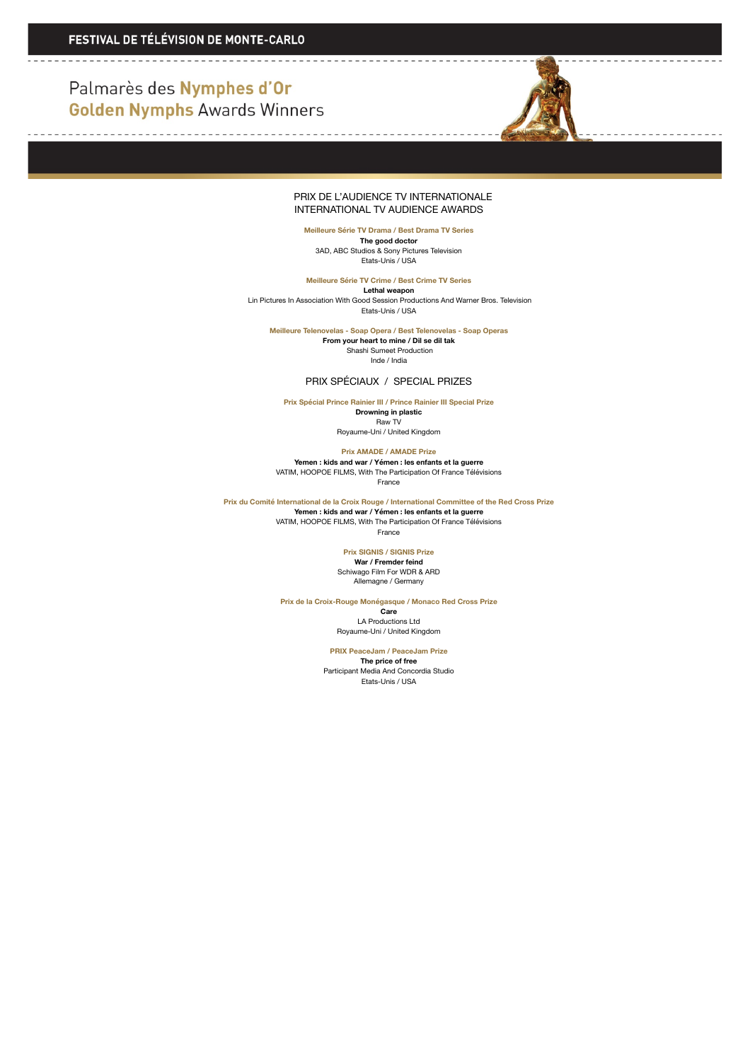# FESTIVAL DE TÉLÉVISION DE MONTE-CARLO

## Palmarès des **Nymphes d'Or**
## **Golden Nymphs** Awards Winners

## PRIX DE L'AUDIENCE TV INTERNATIONALE
## INTERNATIONAL TV AUDIENCE AWARDS

### Meilleure Série TV Drama / Best Drama TV Series

**The good doctor**
3AD, ABC Studios & Sony Pictures Television
Etats-Unis / USA

### Meilleure Série TV Crime / Best Crime TV Series

**Lethal weapon**
Lin Pictures In Association With Good Session Productions And Warner Bros. Television
Etats-Unis / USA

### Meilleure Telenovelas - Soap Opera / Best Telenovelas - Soap Operas

**From your heart to mine / Dil se dil tak**
Shashi Sumeet Production
Inde / India

## PRIX SPÉCIAUX / SPECIAL PRIZES

### Prix Spécial Prince Rainier III / Prince Rainier III Special Prize

**Drowning in plastic**
Raw TV
Royaume-Uni / United Kingdom

### Prix AMADE / AMADE Prize

**Yemen : kids and war / Yémen : les enfants et la guerre**
VATIM, HOOPOE FILMS, With The Participation Of France Télévisions
France

### Prix du Comité International de la Croix Rouge / International Committee of the Red Cross Prize

**Yemen : kids and war / Yémen : les enfants et la guerre**
VATIM, HOOPOE FILMS, With The Participation Of France Télévisions
France

### Prix SIGNIS / SIGNIS Prize

**War / Fremder feind**
Schiwago Film For WDR & ARD
Allemagne / Germany

### Prix de la Croix-Rouge Monégasque / Monaco Red Cross Prize

**Care**
LA Productions Ltd
Royaume-Uni / United Kingdom

### PRIX PeaceJam / PeaceJam Prize

**The price of free**
Participant Media And Concordia Studio
Etats-Unis / USA